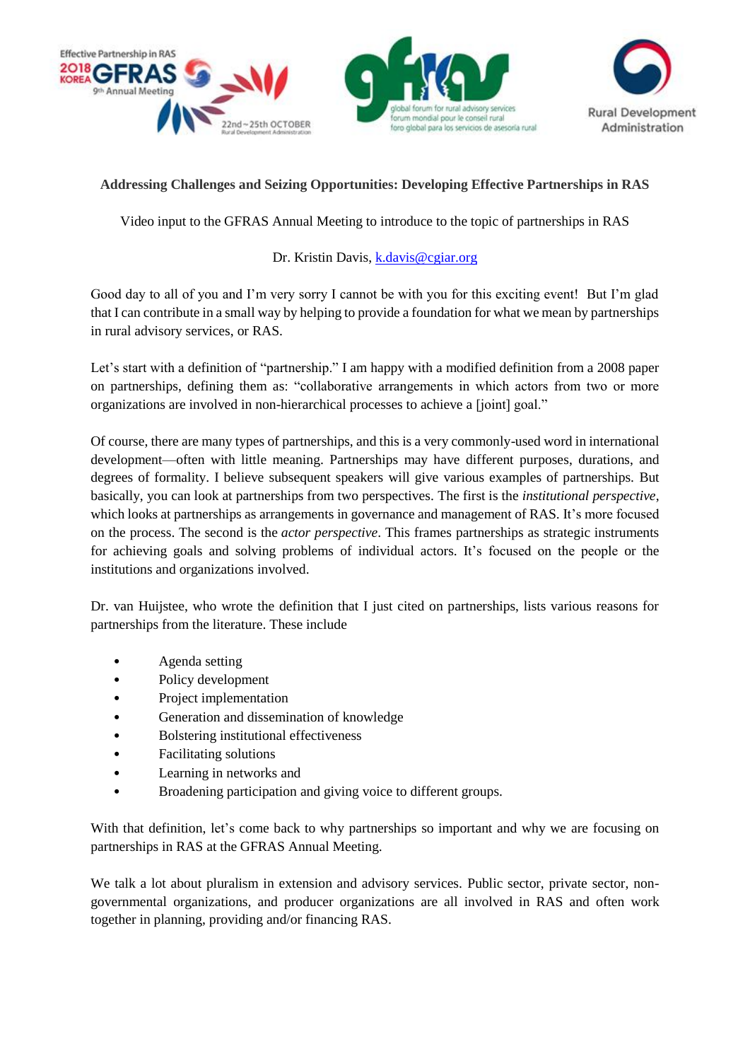**Addressing Challenges and Seizing Opportunities: Developing Effective Partnerships in RAS**

Video input to the GFRAS Annual Meeting to introduce to the topic of partnerships in RAS

Dr. Kristin Davis, k.davis@cgiar.org

Good day to all of you and I'm very sorry I cannot be with you for this exciting event! But I'm glad that I can contribute in a small way by helping to provide a foundation for what we mean by partnerships in rural advisory services, or RAS.

Let's start with a definition of "partnership." I am happy with a modified definition from a 2008 paper on partnerships, defining them as: "collaborative arrangements in which actors from two or more organizations are involved in non-hierarchical processes to achieve a [joint] goal."

Of course, there are many types of partnerships, and this is a very commonly-used word in international development—often with little meaning. Partnerships may have different purposes, durations, and degrees of formality. I believe subsequent speakers will give various examples of partnerships. But basically, you can look at partnerships from two perspectives. The first is the *institutional perspective*, which looks at partnerships as arrangements in governance and management of RAS. It's more focused on the process. The second is the *actor perspective*. This frames partnerships as strategic instruments for achieving goals and solving problems of individual actors. It's focused on the people or the institutions and organizations involved.

Dr. van Huijstee, who wrote the definition that I just cited on partnerships, lists various reasons for partnerships from the literature. These include

- Agenda setting
- Policy development
- Project implementation
- Generation and dissemination of knowledge
- Bolstering institutional effectiveness
- Facilitating solutions
- Learning in networks and
- Broadening participation and giving voice to different groups.

With that definition, let's come back to why partnerships so important and why we are focusing on partnerships in RAS at the GFRAS Annual Meeting.

We talk a lot about pluralism in extension and advisory services. Public sector, private sector, non-governmental organizations, and producer organizations are all involved in RAS and often work together in planning, providing and/or financing RAS.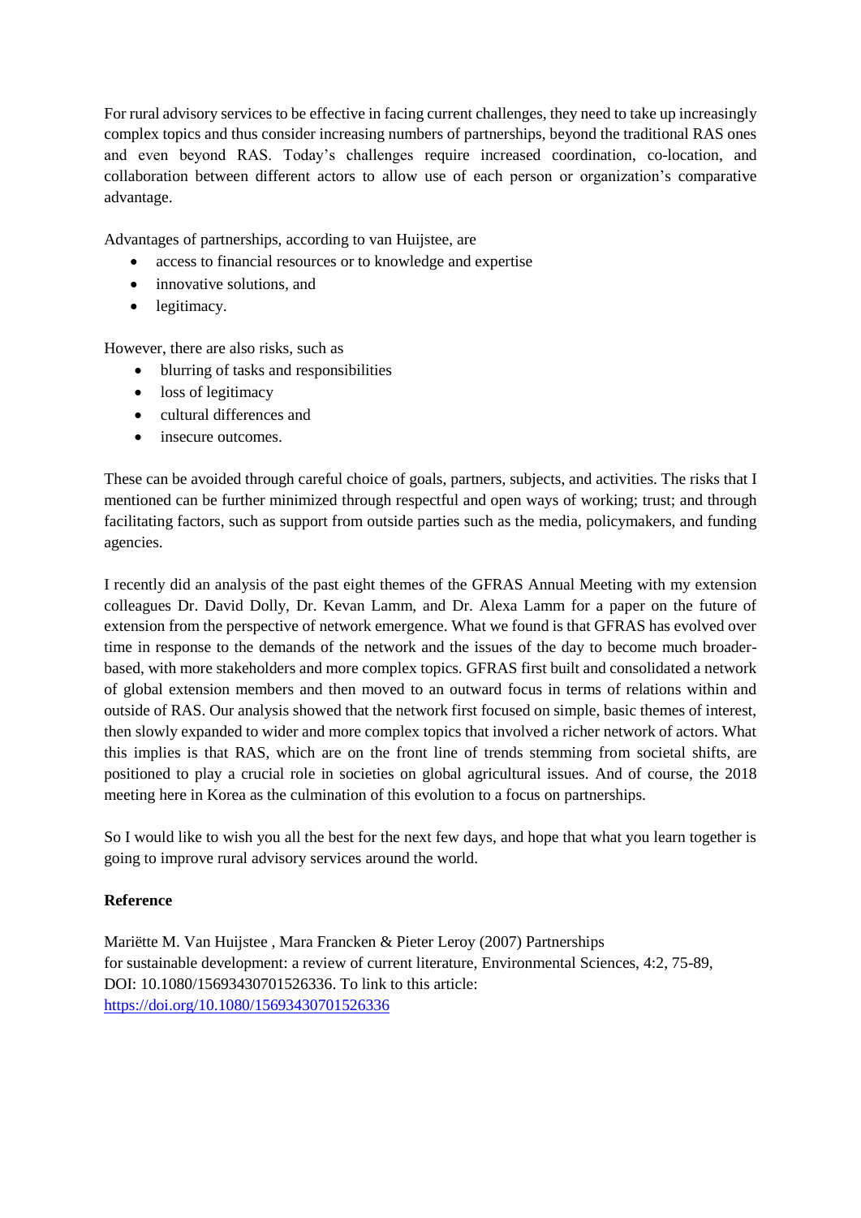For rural advisory services to be effective in facing current challenges, they need to take up increasingly complex topics and thus consider increasing numbers of partnerships, beyond the traditional RAS ones and even beyond RAS. Today's challenges require increased coordination, co-location, and collaboration between different actors to allow use of each person or organization's comparative advantage.

Advantages of partnerships, according to van Huijstee, are

- access to financial resources or to knowledge and expertise
- innovative solutions, and
- legitimacy.

However, there are also risks, such as

- blurring of tasks and responsibilities
- loss of legitimacy
- cultural differences and
- insecure outcomes.

These can be avoided through careful choice of goals, partners, subjects, and activities. The risks that I mentioned can be further minimized through respectful and open ways of working; trust; and through facilitating factors, such as support from outside parties such as the media, policymakers, and funding agencies.

I recently did an analysis of the past eight themes of the GFRAS Annual Meeting with my extension colleagues Dr. David Dolly, Dr. Kevan Lamm, and Dr. Alexa Lamm for a paper on the future of extension from the perspective of network emergence. What we found is that GFRAS has evolved over time in response to the demands of the network and the issues of the day to become much broader-based, with more stakeholders and more complex topics. GFRAS first built and consolidated a network of global extension members and then moved to an outward focus in terms of relations within and outside of RAS. Our analysis showed that the network first focused on simple, basic themes of interest, then slowly expanded to wider and more complex topics that involved a richer network of actors. What this implies is that RAS, which are on the front line of trends stemming from societal shifts, are positioned to play a crucial role in societies on global agricultural issues. And of course, the 2018 meeting here in Korea as the culmination of this evolution to a focus on partnerships.

So I would like to wish you all the best for the next few days, and hope that what you learn together is going to improve rural advisory services around the world.

**Reference**

Mariëtte M. Van Huijstee , Mara Francken & Pieter Leroy (2007) Partnerships for sustainable development: a review of current literature, Environmental Sciences, 4:2, 75-89, DOI: 10.1080/15693430701526336. To link to this article: https://doi.org/10.1080/15693430701526336